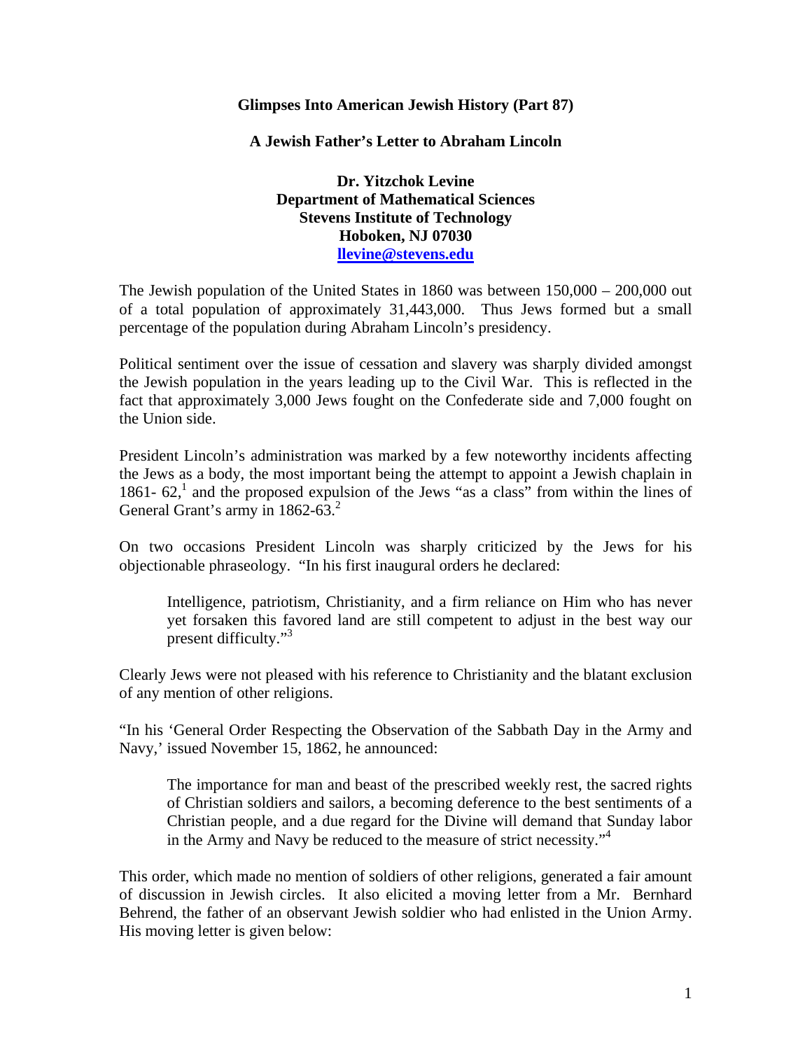**Glimpses Into American Jewish History (Part 87)**

**A Jewish Father's Letter to Abraham Lincoln**

**Dr. Yitzchok Levine**
**Department of Mathematical Sciences**
**Stevens Institute of Technology**
**Hoboken, NJ 07030**
**llevine@stevens.edu**

The Jewish population of the United States in 1860 was between 150,000 – 200,000 out of a total population of approximately 31,443,000. Thus Jews formed but a small percentage of the population during Abraham Lincoln's presidency.

Political sentiment over the issue of cessation and slavery was sharply divided amongst the Jewish population in the years leading up to the Civil War. This is reflected in the fact that approximately 3,000 Jews fought on the Confederate side and 7,000 fought on the Union side.

President Lincoln's administration was marked by a few noteworthy incidents affecting the Jews as a body, the most important being the attempt to appoint a Jewish chaplain in 1861- 62,[1] and the proposed expulsion of the Jews "as a class" from within the lines of General Grant's army in 1862-63.[2]

On two occasions President Lincoln was sharply criticized by the Jews for his objectionable phraseology. "In his first inaugural orders he declared:

> Intelligence, patriotism, Christianity, and a firm reliance on Him who has never yet forsaken this favored land are still competent to adjust in the best way our present difficulty."[3]

Clearly Jews were not pleased with his reference to Christianity and the blatant exclusion of any mention of other religions.

"In his 'General Order Respecting the Observation of the Sabbath Day in the Army and Navy,' issued November 15, 1862, he announced:

> The importance for man and beast of the prescribed weekly rest, the sacred rights of Christian soldiers and sailors, a becoming deference to the best sentiments of a Christian people, and a due regard for the Divine will demand that Sunday labor in the Army and Navy be reduced to the measure of strict necessity."[4]

This order, which made no mention of soldiers of other religions, generated a fair amount of discussion in Jewish circles. It also elicited a moving letter from a Mr. Bernhard Behrend, the father of an observant Jewish soldier who had enlisted in the Union Army. His moving letter is given below: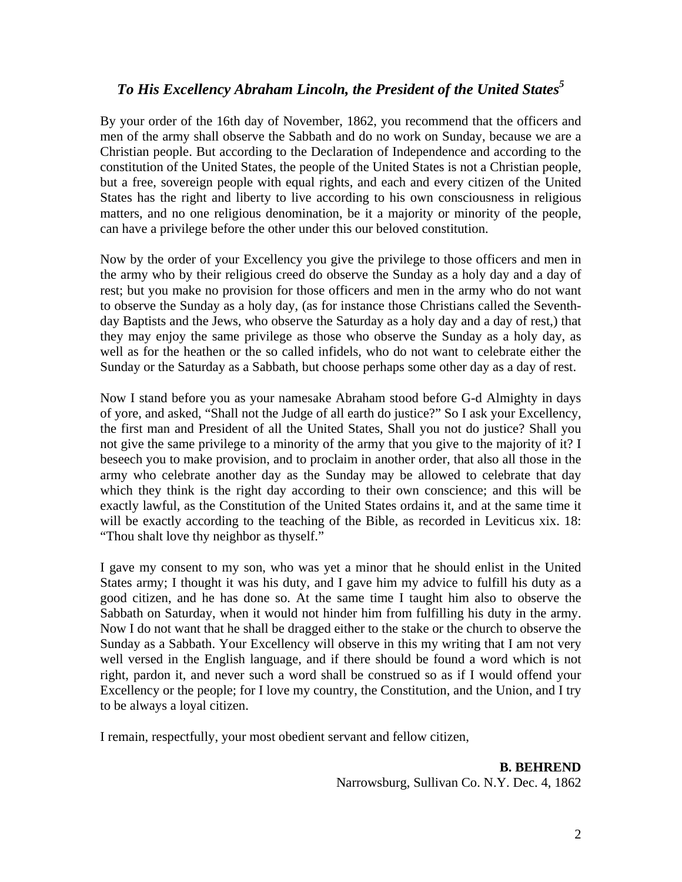## *To His Excellency Abraham Lincoln, the President of the United States*[5]

By your order of the 16th day of November, 1862, you recommend that the officers and men of the army shall observe the Sabbath and do no work on Sunday, because we are a Christian people. But according to the Declaration of Independence and according to the constitution of the United States, the people of the United States is not a Christian people, but a free, sovereign people with equal rights, and each and every citizen of the United States has the right and liberty to live according to his own consciousness in religious matters, and no one religious denomination, be it a majority or minority of the people, can have a privilege before the other under this our beloved constitution.

Now by the order of your Excellency you give the privilege to those officers and men in the army who by their religious creed do observe the Sunday as a holy day and a day of rest; but you make no provision for those officers and men in the army who do not want to observe the Sunday as a holy day, (as for instance those Christians called the Seventh-day Baptists and the Jews, who observe the Saturday as a holy day and a day of rest,) that they may enjoy the same privilege as those who observe the Sunday as a holy day, as well as for the heathen or the so called infidels, who do not want to celebrate either the Sunday or the Saturday as a Sabbath, but choose perhaps some other day as a day of rest.

Now I stand before you as your namesake Abraham stood before G-d Almighty in days of yore, and asked, "Shall not the Judge of all earth do justice?" So I ask your Excellency, the first man and President of all the United States, Shall you not do justice? Shall you not give the same privilege to a minority of the army that you give to the majority of it? I beseech you to make provision, and to proclaim in another order, that also all those in the army who celebrate another day as the Sunday may be allowed to celebrate that day which they think is the right day according to their own conscience; and this will be exactly lawful, as the Constitution of the United States ordains it, and at the same time it will be exactly according to the teaching of the Bible, as recorded in Leviticus xix. 18: "Thou shalt love thy neighbor as thyself."

I gave my consent to my son, who was yet a minor that he should enlist in the United States army; I thought it was his duty, and I gave him my advice to fulfill his duty as a good citizen, and he has done so. At the same time I taught him also to observe the Sabbath on Saturday, when it would not hinder him from fulfilling his duty in the army. Now I do not want that he shall be dragged either to the stake or the church to observe the Sunday as a Sabbath. Your Excellency will observe in this my writing that I am not very well versed in the English language, and if there should be found a word which is not right, pardon it, and never such a word shall be construed so as if I would offend your Excellency or the people; for I love my country, the Constitution, and the Union, and I try to be always a loyal citizen.

I remain, respectfully, your most obedient servant and fellow citizen,

**B. BEHREND**
Narrowsburg, Sullivan Co. N.Y. Dec. 4, 1862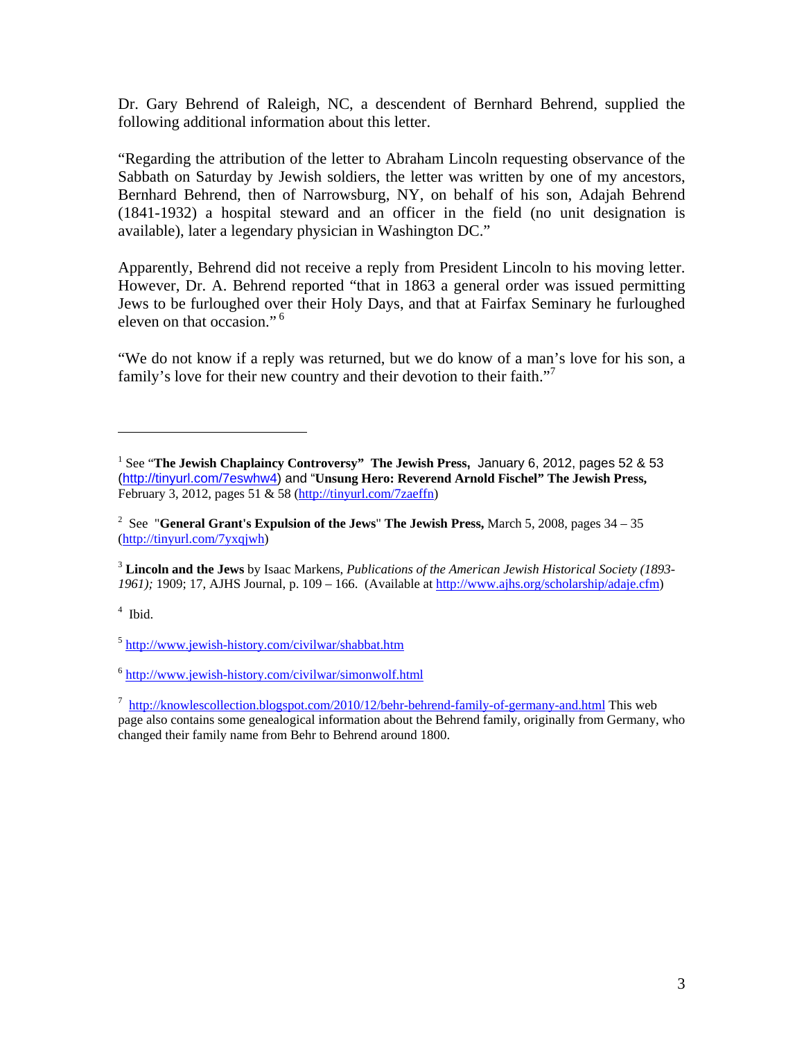Dr. Gary Behrend of Raleigh, NC, a descendent of Bernhard Behrend, supplied the following additional information about this letter.

"Regarding the attribution of the letter to Abraham Lincoln requesting observance of the Sabbath on Saturday by Jewish soldiers, the letter was written by one of my ancestors, Bernhard Behrend, then of Narrowsburg, NY, on behalf of his son, Adajah Behrend (1841-1932) a hospital steward and an officer in the field (no unit designation is available), later a legendary physician in Washington DC."

Apparently, Behrend did not receive a reply from President Lincoln to his moving letter. However, Dr. A. Behrend reported "that in 1863 a general order was issued permitting Jews to be furloughed over their Holy Days, and that at Fairfax Seminary he furloughed eleven on that occasion." [6]

"We do not know if a reply was returned, but we do know of a man's love for his son, a family's love for their new country and their devotion to their faith." [7]

---

[1] See "**The Jewish Chaplaincy Controversy" The Jewish Press,** January 6, 2012, pages 52 & 53 (http://tinyurl.com/7eswhw4) and "**Unsung Hero: Reverend Arnold Fischel" The Jewish Press,** February 3, 2012, pages 51 & 58 (http://tinyurl.com/7zaeffn)

[2] See "**General Grant's Expulsion of the Jews**" **The Jewish Press,** March 5, 2008, pages 34 – 35 (http://tinyurl.com/7yxqjwh)

[3] **Lincoln and the Jews** by Isaac Markens, *Publications of the American Jewish Historical Society (1893-1961);* 1909; 17, AJHS Journal, p. 109 – 166. (Available at http://www.ajhs.org/scholarship/adaje.cfm)

[4] Ibid.

[5] http://www.jewish-history.com/civilwar/shabbat.htm

[6] http://www.jewish-history.com/civilwar/simonwolf.html

[7] http://knowlescollection.blogspot.com/2010/12/behr-behrend-family-of-germany-and.html This web page also contains some genealogical information about the Behrend family, originally from Germany, who changed their family name from Behr to Behrend around 1800.